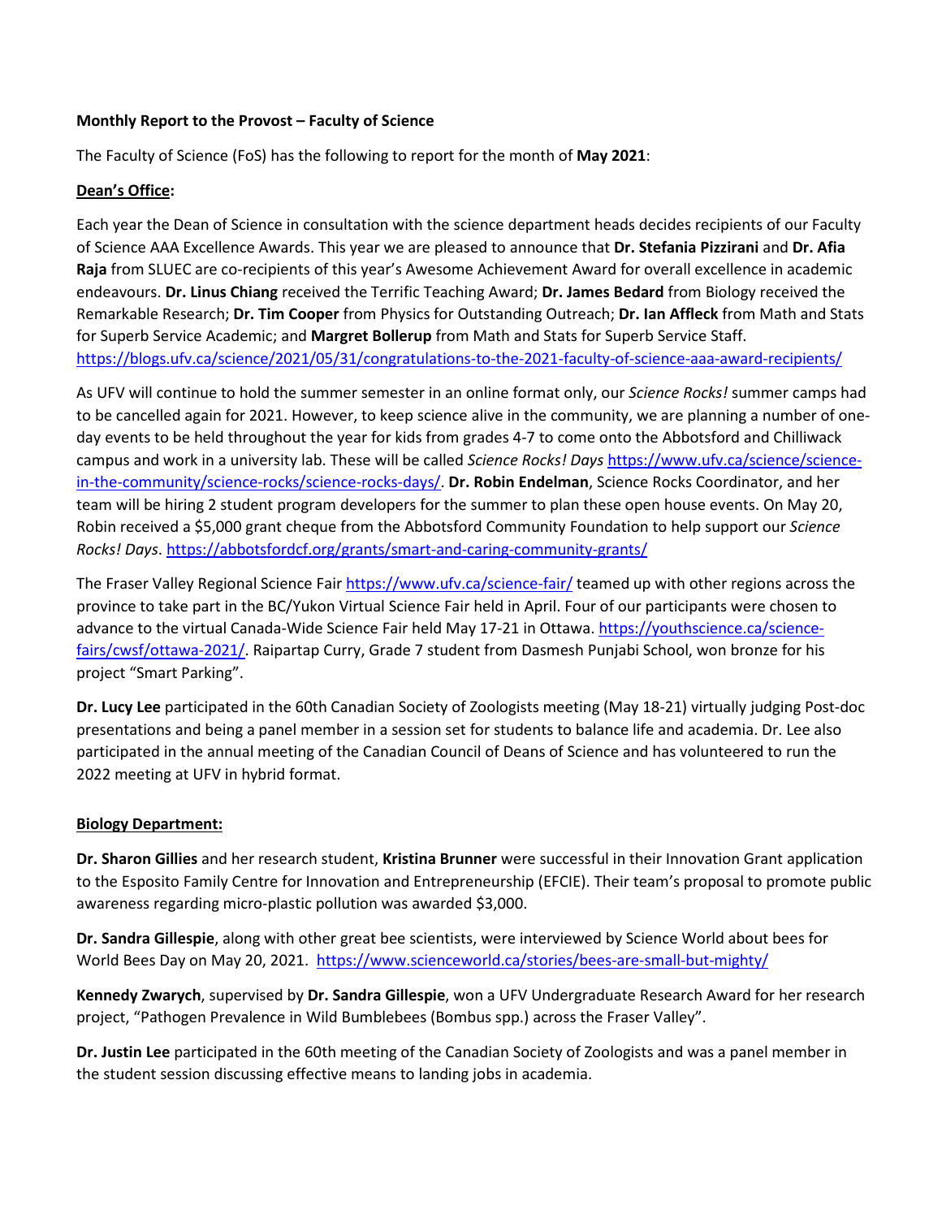**Monthly Report to the Provost – Faculty of Science**

The Faculty of Science (FoS) has the following to report for the month of **May 2021**:

**Dean's Office:**

Each year the Dean of Science in consultation with the science department heads decides recipients of our Faculty of Science AAA Excellence Awards. This year we are pleased to announce that **Dr. Stefania Pizzirani** and **Dr. Afia Raja** from SLUEC are co-recipients of this year's Awesome Achievement Award for overall excellence in academic endeavours. **Dr. Linus Chiang** received the Terrific Teaching Award; **Dr. James Bedard** from Biology received the Remarkable Research; **Dr. Tim Cooper** from Physics for Outstanding Outreach; **Dr. Ian Affleck** from Math and Stats for Superb Service Academic; and **Margret Bollerup** from Math and Stats for Superb Service Staff. https://blogs.ufv.ca/science/2021/05/31/congratulations-to-the-2021-faculty-of-science-aaa-award-recipients/

As UFV will continue to hold the summer semester in an online format only, our *Science Rocks!* summer camps had to be cancelled again for 2021. However, to keep science alive in the community, we are planning a number of one-day events to be held throughout the year for kids from grades 4-7 to come onto the Abbotsford and Chilliwack campus and work in a university lab. These will be called *Science Rocks! Days* https://www.ufv.ca/science/science-in-the-community/science-rocks/science-rocks-days/. **Dr. Robin Endelman**, Science Rocks Coordinator, and her team will be hiring 2 student program developers for the summer to plan these open house events. On May 20, Robin received a $5,000 grant cheque from the Abbotsford Community Foundation to help support our *Science Rocks! Days*. https://abbotsfordcf.org/grants/smart-and-caring-community-grants/

The Fraser Valley Regional Science Fair https://www.ufv.ca/science-fair/ teamed up with other regions across the province to take part in the BC/Yukon Virtual Science Fair held in April. Four of our participants were chosen to advance to the virtual Canada-Wide Science Fair held May 17-21 in Ottawa. https://youthscience.ca/science-fairs/cwsf/ottawa-2021/. Raipartap Curry, Grade 7 student from Dasmesh Punjabi School, won bronze for his project "Smart Parking".

**Dr. Lucy Lee** participated in the 60th Canadian Society of Zoologists meeting (May 18-21) virtually judging Post-doc presentations and being a panel member in a session set for students to balance life and academia. Dr. Lee also participated in the annual meeting of the Canadian Council of Deans of Science and has volunteered to run the 2022 meeting at UFV in hybrid format.

**Biology Department:**

**Dr. Sharon Gillies** and her research student, **Kristina Brunner** were successful in their Innovation Grant application to the Esposito Family Centre for Innovation and Entrepreneurship (EFCIE). Their team's proposal to promote public awareness regarding micro-plastic pollution was awarded $3,000.

**Dr. Sandra Gillespie**, along with other great bee scientists, were interviewed by Science World about bees for World Bees Day on May 20, 2021. https://www.scienceworld.ca/stories/bees-are-small-but-mighty/

**Kennedy Zwarych**, supervised by **Dr. Sandra Gillespie**, won a UFV Undergraduate Research Award for her research project, "Pathogen Prevalence in Wild Bumblebees (Bombus spp.) across the Fraser Valley".

**Dr. Justin Lee** participated in the 60th meeting of the Canadian Society of Zoologists and was a panel member in the student session discussing effective means to landing jobs in academia.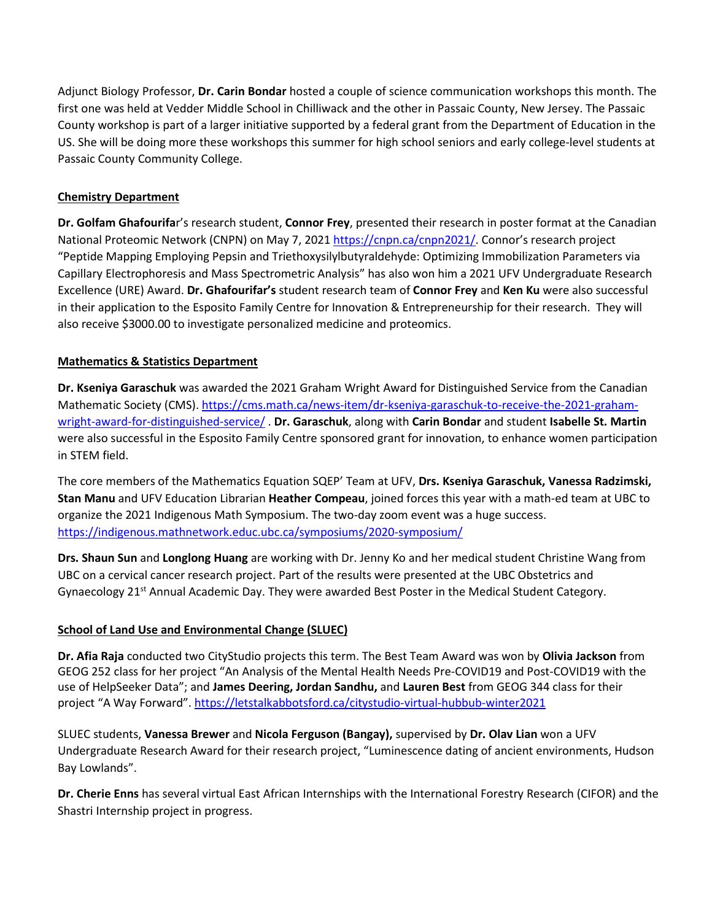Adjunct Biology Professor, **Dr. Carin Bondar** hosted a couple of science communication workshops this month. The first one was held at Vedder Middle School in Chilliwack and the other in Passaic County, New Jersey. The Passaic County workshop is part of a larger initiative supported by a federal grant from the Department of Education in the US. She will be doing more these workshops this summer for high school seniors and early college-level students at Passaic County Community College.

**Chemistry Department**

**Dr. Golfam Ghafourifa**r's research student, **Connor Frey**, presented their research in poster format at the Canadian National Proteomic Network (CNPN) on May 7, 2021 https://cnpn.ca/cnpn2021/. Connor's research project "Peptide Mapping Employing Pepsin and Triethoxysilylbutyraldehyde: Optimizing Immobilization Parameters via Capillary Electrophoresis and Mass Spectrometric Analysis" has also won him a 2021 UFV Undergraduate Research Excellence (URE) Award. **Dr. Ghafourifar's** student research team of **Connor Frey** and **Ken Ku** were also successful in their application to the Esposito Family Centre for Innovation & Entrepreneurship for their research. They will also receive $3000.00 to investigate personalized medicine and proteomics.

**Mathematics & Statistics Department**

**Dr. Kseniya Garaschuk** was awarded the 2021 Graham Wright Award for Distinguished Service from the Canadian Mathematic Society (CMS). https://cms.math.ca/news-item/dr-kseniya-garaschuk-to-receive-the-2021-graham-wright-award-for-distinguished-service/ . **Dr. Garaschuk**, along with **Carin Bondar** and student **Isabelle St. Martin** were also successful in the Esposito Family Centre sponsored grant for innovation, to enhance women participation in STEM field.

The core members of the Mathematics Equation SQEP' Team at UFV, **Drs. Kseniya Garaschuk, Vanessa Radzimski, Stan Manu** and UFV Education Librarian **Heather Compeau**, joined forces this year with a math-ed team at UBC to organize the 2021 Indigenous Math Symposium. The two-day zoom event was a huge success. https://indigenous.mathnetwork.educ.ubc.ca/symposiums/2020-symposium/

**Drs. Shaun Sun** and **Longlong Huang** are working with Dr. Jenny Ko and her medical student Christine Wang from UBC on a cervical cancer research project. Part of the results were presented at the UBC Obstetrics and Gynaecology 21st Annual Academic Day. They were awarded Best Poster in the Medical Student Category.

**School of Land Use and Environmental Change (SLUEC)**

**Dr. Afia Raja** conducted two CityStudio projects this term. The Best Team Award was won by **Olivia Jackson** from GEOG 252 class for her project "An Analysis of the Mental Health Needs Pre-COVID19 and Post-COVID19 with the use of HelpSeeker Data"; and **James Deering, Jordan Sandhu,** and **Lauren Best** from GEOG 344 class for their project "A Way Forward". https://letstalkabbotsford.ca/citystudio-virtual-hubbub-winter2021

SLUEC students, **Vanessa Brewer** and **Nicola Ferguson (Bangay),** supervised by **Dr. Olav Lian** won a UFV Undergraduate Research Award for their research project, "Luminescence dating of ancient environments, Hudson Bay Lowlands".

**Dr. Cherie Enns** has several virtual East African Internships with the International Forestry Research (CIFOR) and the Shastri Internship project in progress.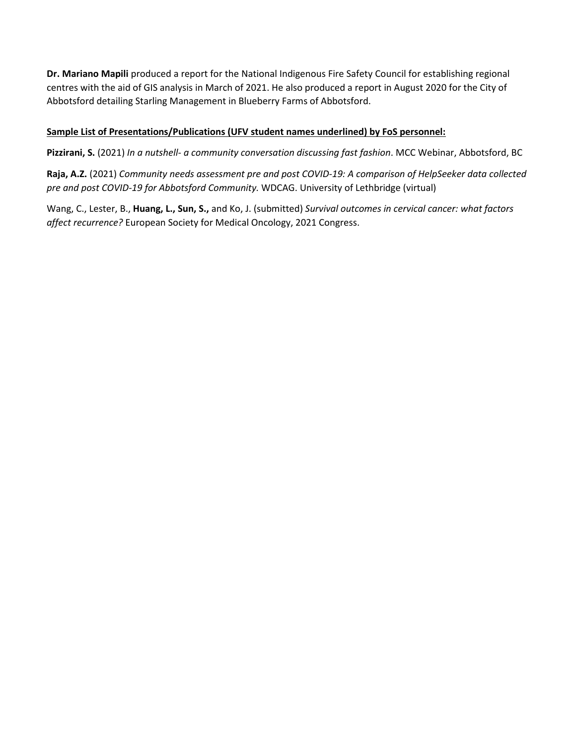**Dr. Mariano Mapili** produced a report for the National Indigenous Fire Safety Council for establishing regional centres with the aid of GIS analysis in March of 2021. He also produced a report in August 2020 for the City of Abbotsford detailing Starling Management in Blueberry Farms of Abbotsford.

**Sample List of Presentations/Publications (UFV student names underlined) by FoS personnel:**

**Pizzirani, S.** (2021) *In a nutshell- a community conversation discussing fast fashion*. MCC Webinar, Abbotsford, BC

**Raja, A.Z.** (2021) *Community needs assessment pre and post COVID-19: A comparison of HelpSeeker data collected pre and post COVID-19 for Abbotsford Community.* WDCAG. University of Lethbridge (virtual)

Wang, C., Lester, B., **Huang, L., Sun, S.,** and Ko, J. (submitted) *Survival outcomes in cervical cancer: what factors affect recurrence?* European Society for Medical Oncology, 2021 Congress.